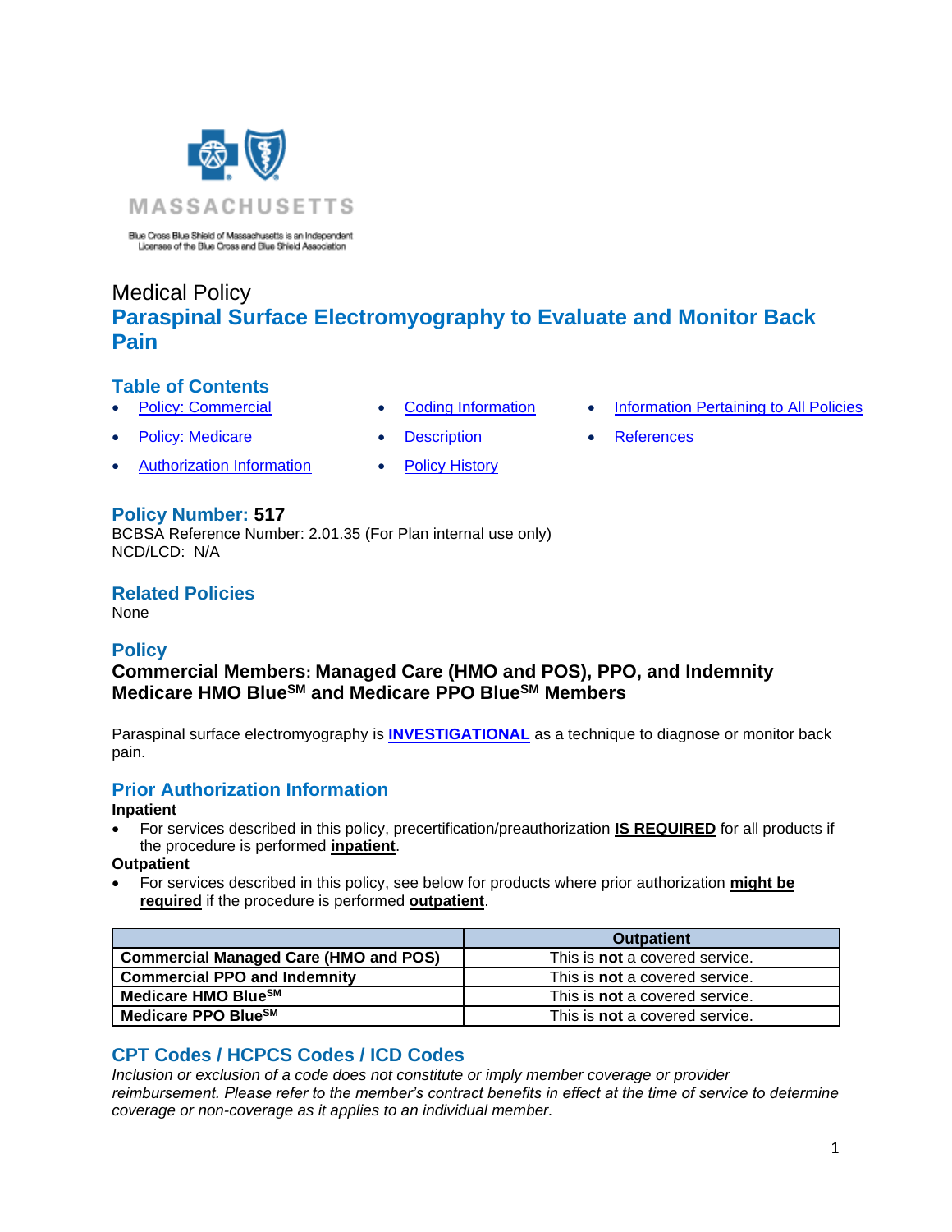MASSACHUSETTS

Blue Cross Blue Shield of Massachusetts is an Independent Licensee of the Blue Cross and Blue Shield Association

Medical Policy

# Paraspinal Surface Electromyography to Evaluate and Monitor Back Pain

## Table of Contents

- Policy: Commercial
- Policy: Medicare
- Authorization Information
- Coding Information
- Description
- Policy History
- Information Pertaining to All Policies
- References

## Policy Number: 517

BCBSA Reference Number: 2.01.35 (For Plan internal use only)
NCD/LCD: N/A

## Related Policies

None

## Policy

**Commercial Members: Managed Care (HMO and POS), PPO, and Indemnity**
**Medicare HMO Blue<sup>SM</sup> and Medicare PPO Blue<sup>SM</sup> Members**

Paraspinal surface electromyography is **INVESTIGATIONAL** as a technique to diagnose or monitor back pain.

## Prior Authorization Information

**Inpatient**

- For services described in this policy, precertification/preauthorization **IS REQUIRED** for all products if the procedure is performed **inpatient**.

**Outpatient**

- For services described in this policy, see below for products where prior authorization **might be required** if the procedure is performed **outpatient**.

| | Outpatient |
|---|---|
| **Commercial Managed Care (HMO and POS)** | This is **not** a covered service. |
| **Commercial PPO and Indemnity** | This is **not** a covered service. |
| **Medicare HMO Blue<sup>SM</sup>** | This is **not** a covered service. |
| **Medicare PPO Blue<sup>SM</sup>** | This is **not** a covered service. |

## CPT Codes / HCPCS Codes / ICD Codes

*Inclusion or exclusion of a code does not constitute or imply member coverage or provider reimbursement. Please refer to the member's contract benefits in effect at the time of service to determine coverage or non-coverage as it applies to an individual member.*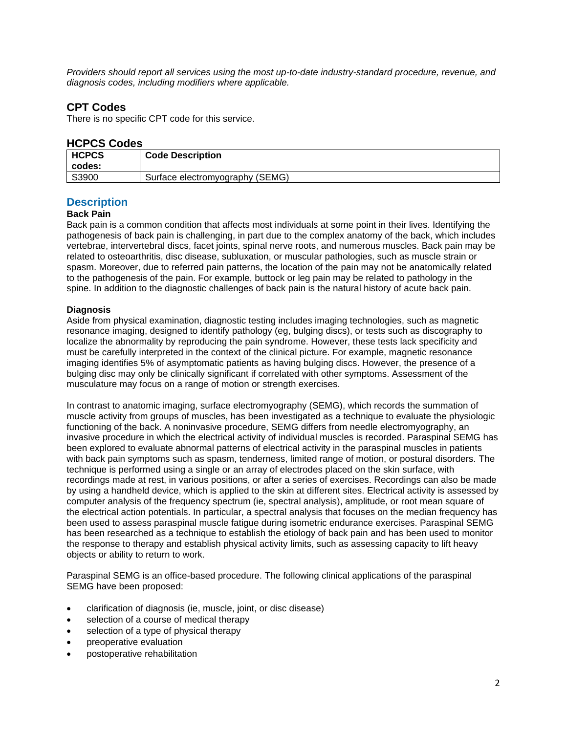*Providers should report all services using the most up-to-date industry-standard procedure, revenue, and diagnosis codes, including modifiers where applicable.*

## CPT Codes

There is no specific CPT code for this service.

## HCPCS Codes

| HCPCS codes: | Code Description |
|---|---|
| S3900 | Surface electromyography (SEMG) |

## Description

**Back Pain**

Back pain is a common condition that affects most individuals at some point in their lives. Identifying the pathogenesis of back pain is challenging, in part due to the complex anatomy of the back, which includes vertebrae, intervertebral discs, facet joints, spinal nerve roots, and numerous muscles. Back pain may be related to osteoarthritis, disc disease, subluxation, or muscular pathologies, such as muscle strain or spasm. Moreover, due to referred pain patterns, the location of the pain may not be anatomically related to the pathogenesis of the pain. For example, buttock or leg pain may be related to pathology in the spine. In addition to the diagnostic challenges of back pain is the natural history of acute back pain.

**Diagnosis**

Aside from physical examination, diagnostic testing includes imaging technologies, such as magnetic resonance imaging, designed to identify pathology (eg, bulging discs), or tests such as discography to localize the abnormality by reproducing the pain syndrome. However, these tests lack specificity and must be carefully interpreted in the context of the clinical picture. For example, magnetic resonance imaging identifies 5% of asymptomatic patients as having bulging discs. However, the presence of a bulging disc may only be clinically significant if correlated with other symptoms. Assessment of the musculature may focus on a range of motion or strength exercises.

In contrast to anatomic imaging, surface electromyography (SEMG), which records the summation of muscle activity from groups of muscles, has been investigated as a technique to evaluate the physiologic functioning of the back. A noninvasive procedure, SEMG differs from needle electromyography, an invasive procedure in which the electrical activity of individual muscles is recorded. Paraspinal SEMG has been explored to evaluate abnormal patterns of electrical activity in the paraspinal muscles in patients with back pain symptoms such as spasm, tenderness, limited range of motion, or postural disorders. The technique is performed using a single or an array of electrodes placed on the skin surface, with recordings made at rest, in various positions, or after a series of exercises. Recordings can also be made by using a handheld device, which is applied to the skin at different sites. Electrical activity is assessed by computer analysis of the frequency spectrum (ie, spectral analysis), amplitude, or root mean square of the electrical action potentials. In particular, a spectral analysis that focuses on the median frequency has been used to assess paraspinal muscle fatigue during isometric endurance exercises. Paraspinal SEMG has been researched as a technique to establish the etiology of back pain and has been used to monitor the response to therapy and establish physical activity limits, such as assessing capacity to lift heavy objects or ability to return to work.

Paraspinal SEMG is an office-based procedure. The following clinical applications of the paraspinal SEMG have been proposed:

- clarification of diagnosis (ie, muscle, joint, or disc disease)
- selection of a course of medical therapy
- selection of a type of physical therapy
- preoperative evaluation
- postoperative rehabilitation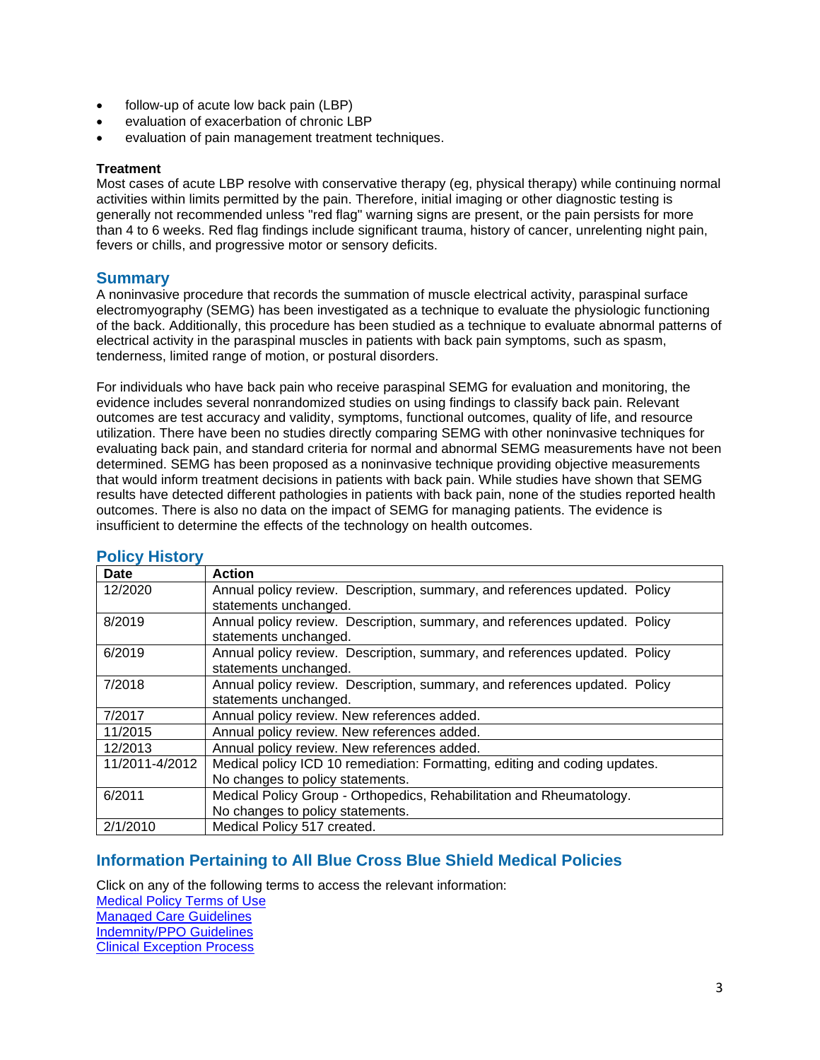- follow-up of acute low back pain (LBP)
- evaluation of exacerbation of chronic LBP
- evaluation of pain management treatment techniques.

**Treatment**

Most cases of acute LBP resolve with conservative therapy (eg, physical therapy) while continuing normal activities within limits permitted by the pain. Therefore, initial imaging or other diagnostic testing is generally not recommended unless "red flag" warning signs are present, or the pain persists for more than 4 to 6 weeks. Red flag findings include significant trauma, history of cancer, unrelenting night pain, fevers or chills, and progressive motor or sensory deficits.

## Summary

A noninvasive procedure that records the summation of muscle electrical activity, paraspinal surface electromyography (SEMG) has been investigated as a technique to evaluate the physiologic functioning of the back. Additionally, this procedure has been studied as a technique to evaluate abnormal patterns of electrical activity in the paraspinal muscles in patients with back pain symptoms, such as spasm, tenderness, limited range of motion, or postural disorders.

For individuals who have back pain who receive paraspinal SEMG for evaluation and monitoring, the evidence includes several nonrandomized studies on using findings to classify back pain. Relevant outcomes are test accuracy and validity, symptoms, functional outcomes, quality of life, and resource utilization. There have been no studies directly comparing SEMG with other noninvasive techniques for evaluating back pain, and standard criteria for normal and abnormal SEMG measurements have not been determined. SEMG has been proposed as a noninvasive technique providing objective measurements that would inform treatment decisions in patients with back pain. While studies have shown that SEMG results have detected different pathologies in patients with back pain, none of the studies reported health outcomes. There is also no data on the impact of SEMG for managing patients. The evidence is insufficient to determine the effects of the technology on health outcomes.

## Policy History

| Date | Action |
|---|---|
| 12/2020 | Annual policy review. Description, summary, and references updated. Policy statements unchanged. |
| 8/2019 | Annual policy review. Description, summary, and references updated. Policy statements unchanged. |
| 6/2019 | Annual policy review. Description, summary, and references updated. Policy statements unchanged. |
| 7/2018 | Annual policy review. Description, summary, and references updated. Policy statements unchanged. |
| 7/2017 | Annual policy review. New references added. |
| 11/2015 | Annual policy review. New references added. |
| 12/2013 | Annual policy review. New references added. |
| 11/2011-4/2012 | Medical policy ICD 10 remediation: Formatting, editing and coding updates. No changes to policy statements. |
| 6/2011 | Medical Policy Group - Orthopedics, Rehabilitation and Rheumatology. No changes to policy statements. |
| 2/1/2010 | Medical Policy 517 created. |

## Information Pertaining to All Blue Cross Blue Shield Medical Policies

Click on any of the following terms to access the relevant information:

Medical Policy Terms of Use

Managed Care Guidelines

Indemnity/PPO Guidelines

Clinical Exception Process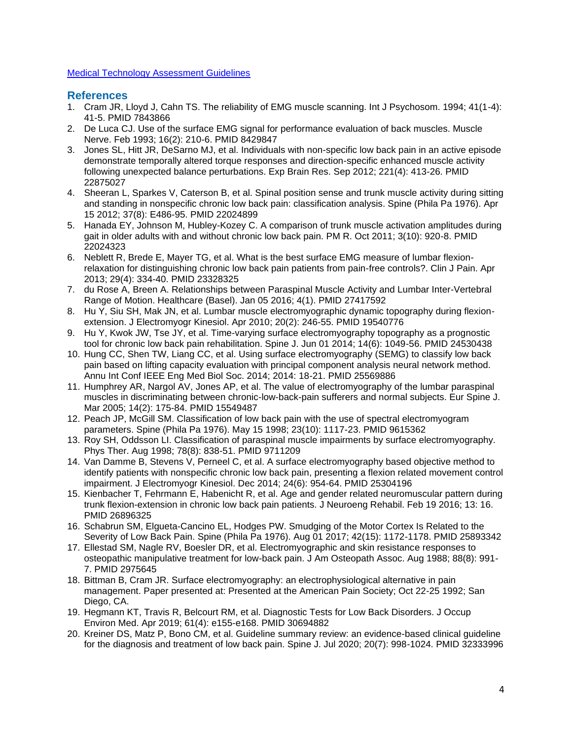[Medical Technology Assessment Guidelines](#)

## References

1. Cram JR, Lloyd J, Cahn TS. The reliability of EMG muscle scanning. Int J Psychosom. 1994; 41(1-4): 41-5. PMID 7843866
2. De Luca CJ. Use of the surface EMG signal for performance evaluation of back muscles. Muscle Nerve. Feb 1993; 16(2): 210-6. PMID 8429847
3. Jones SL, Hitt JR, DeSarno MJ, et al. Individuals with non-specific low back pain in an active episode demonstrate temporally altered torque responses and direction-specific enhanced muscle activity following unexpected balance perturbations. Exp Brain Res. Sep 2012; 221(4): 413-26. PMID 22875027
4. Sheeran L, Sparkes V, Caterson B, et al. Spinal position sense and trunk muscle activity during sitting and standing in nonspecific chronic low back pain: classification analysis. Spine (Phila Pa 1976). Apr 15 2012; 37(8): E486-95. PMID 22024899
5. Hanada EY, Johnson M, Hubley-Kozey C. A comparison of trunk muscle activation amplitudes during gait in older adults with and without chronic low back pain. PM R. Oct 2011; 3(10): 920-8. PMID 22024323
6. Neblett R, Brede E, Mayer TG, et al. What is the best surface EMG measure of lumbar flexion-relaxation for distinguishing chronic low back pain patients from pain-free controls?. Clin J Pain. Apr 2013; 29(4): 334-40. PMID 23328325
7. du Rose A, Breen A. Relationships between Paraspinal Muscle Activity and Lumbar Inter-Vertebral Range of Motion. Healthcare (Basel). Jan 05 2016; 4(1). PMID 27417592
8. Hu Y, Siu SH, Mak JN, et al. Lumbar muscle electromyographic dynamic topography during flexion-extension. J Electromyogr Kinesiol. Apr 2010; 20(2): 246-55. PMID 19540776
9. Hu Y, Kwok JW, Tse JY, et al. Time-varying surface electromyography topography as a prognostic tool for chronic low back pain rehabilitation. Spine J. Jun 01 2014; 14(6): 1049-56. PMID 24530438
10. Hung CC, Shen TW, Liang CC, et al. Using surface electromyography (SEMG) to classify low back pain based on lifting capacity evaluation with principal component analysis neural network method. Annu Int Conf IEEE Eng Med Biol Soc. 2014; 2014: 18-21. PMID 25569886
11. Humphrey AR, Nargol AV, Jones AP, et al. The value of electromyography of the lumbar paraspinal muscles in discriminating between chronic-low-back-pain sufferers and normal subjects. Eur Spine J. Mar 2005; 14(2): 175-84. PMID 15549487
12. Peach JP, McGill SM. Classification of low back pain with the use of spectral electromyogram parameters. Spine (Phila Pa 1976). May 15 1998; 23(10): 1117-23. PMID 9615362
13. Roy SH, Oddsson LI. Classification of paraspinal muscle impairments by surface electromyography. Phys Ther. Aug 1998; 78(8): 838-51. PMID 9711209
14. Van Damme B, Stevens V, Perneel C, et al. A surface electromyography based objective method to identify patients with nonspecific chronic low back pain, presenting a flexion related movement control impairment. J Electromyogr Kinesiol. Dec 2014; 24(6): 954-64. PMID 25304196
15. Kienbacher T, Fehrmann E, Habenicht R, et al. Age and gender related neuromuscular pattern during trunk flexion-extension in chronic low back pain patients. J Neuroeng Rehabil. Feb 19 2016; 13: 16. PMID 26896325
16. Schabrun SM, Elgueta-Cancino EL, Hodges PW. Smudging of the Motor Cortex Is Related to the Severity of Low Back Pain. Spine (Phila Pa 1976). Aug 01 2017; 42(15): 1172-1178. PMID 25893342
17. Ellestad SM, Nagle RV, Boesler DR, et al. Electromyographic and skin resistance responses to osteopathic manipulative treatment for low-back pain. J Am Osteopath Assoc. Aug 1988; 88(8): 991-7. PMID 2975645
18. Bittman B, Cram JR. Surface electromyography: an electrophysiological alternative in pain management. Paper presented at: Presented at the American Pain Society; Oct 22-25 1992; San Diego, CA.
19. Hegmann KT, Travis R, Belcourt RM, et al. Diagnostic Tests for Low Back Disorders. J Occup Environ Med. Apr 2019; 61(4): e155-e168. PMID 30694882
20. Kreiner DS, Matz P, Bono CM, et al. Guideline summary review: an evidence-based clinical guideline for the diagnosis and treatment of low back pain. Spine J. Jul 2020; 20(7): 998-1024. PMID 32333996